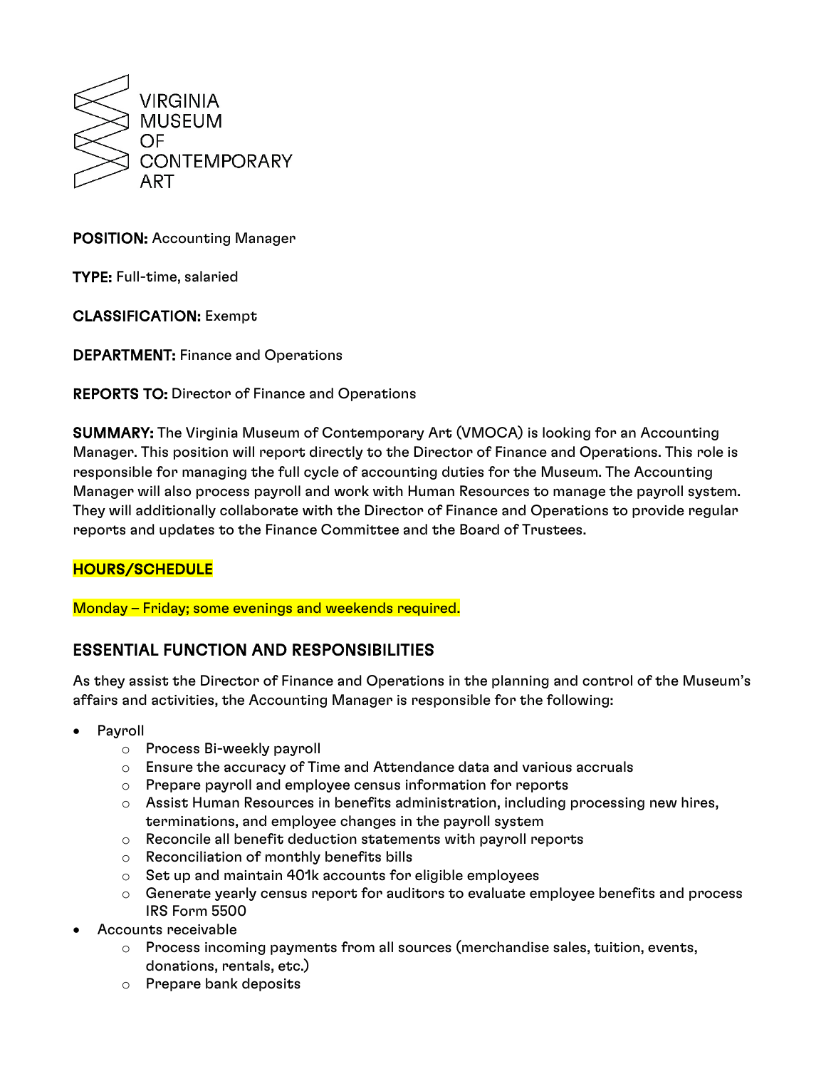VIRGINIA MUSEUM OF CONTEMPORARY ART

**POSITION:** Accounting Manager

**TYPE:** Full-time, salaried

**CLASSIFICATION:** Exempt

**DEPARTMENT:** Finance and Operations

**REPORTS TO:** Director of Finance and Operations

**SUMMARY:** The Virginia Museum of Contemporary Art (VMOCA) is looking for an Accounting Manager. This position will report directly to the Director of Finance and Operations. This role is responsible for managing the full cycle of accounting duties for the Museum. The Accounting Manager will also process payroll and work with Human Resources to manage the payroll system. They will additionally collaborate with the Director of Finance and Operations to provide regular reports and updates to the Finance Committee and the Board of Trustees.

**HOURS/SCHEDULE**

Monday – Friday; some evenings and weekends required.

## ESSENTIAL FUNCTION AND RESPONSIBILITIES

As they assist the Director of Finance and Operations in the planning and control of the Museum's affairs and activities, the Accounting Manager is responsible for the following:

- Payroll
  - Process Bi-weekly payroll
  - Ensure the accuracy of Time and Attendance data and various accruals
  - Prepare payroll and employee census information for reports
  - Assist Human Resources in benefits administration, including processing new hires, terminations, and employee changes in the payroll system
  - Reconcile all benefit deduction statements with payroll reports
  - Reconciliation of monthly benefits bills
  - Set up and maintain 401k accounts for eligible employees
  - Generate yearly census report for auditors to evaluate employee benefits and process IRS Form 5500
- Accounts receivable
  - Process incoming payments from all sources (merchandise sales, tuition, events, donations, rentals, etc.)
  - Prepare bank deposits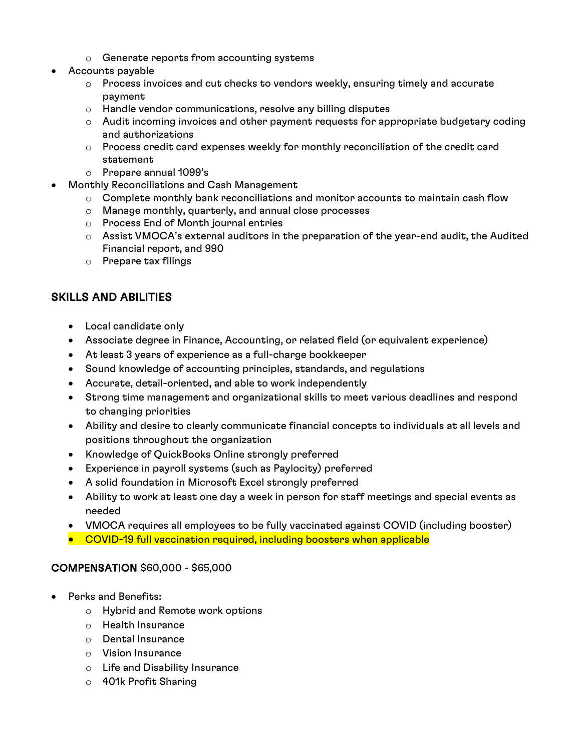- Generate reports from accounting systems
- Accounts payable
    - Process invoices and cut checks to vendors weekly, ensuring timely and accurate payment
    - Handle vendor communications, resolve any billing disputes
    - Audit incoming invoices and other payment requests for appropriate budgetary coding and authorizations
    - Process credit card expenses weekly for monthly reconciliation of the credit card statement
    - Prepare annual 1099's
- Monthly Reconciliations and Cash Management
    - Complete monthly bank reconciliations and monitor accounts to maintain cash flow
    - Manage monthly, quarterly, and annual close processes
    - Process End of Month journal entries
    - Assist VMOCA's external auditors in the preparation of the year-end audit, the Audited Financial report, and 990
    - Prepare tax filings

## SKILLS AND ABILITIES

- Local candidate only
- Associate degree in Finance, Accounting, or related field (or equivalent experience)
- At least 3 years of experience as a full-charge bookkeeper
- Sound knowledge of accounting principles, standards, and regulations
- Accurate, detail-oriented, and able to work independently
- Strong time management and organizational skills to meet various deadlines and respond to changing priorities
- Ability and desire to clearly communicate financial concepts to individuals at all levels and positions throughout the organization
- Knowledge of QuickBooks Online strongly preferred
- Experience in payroll systems (such as Paylocity) preferred
- A solid foundation in Microsoft Excel strongly preferred
- Ability to work at least one day a week in person for staff meetings and special events as needed
- VMOCA requires all employees to be fully vaccinated against COVID (including booster)
- COVID-19 full vaccination required, including boosters when applicable

## COMPENSATION $60,000 - $65,000

- Perks and Benefits:
    - Hybrid and Remote work options
    - Health Insurance
    - Dental Insurance
    - Vision Insurance
    - Life and Disability Insurance
    - 401k Profit Sharing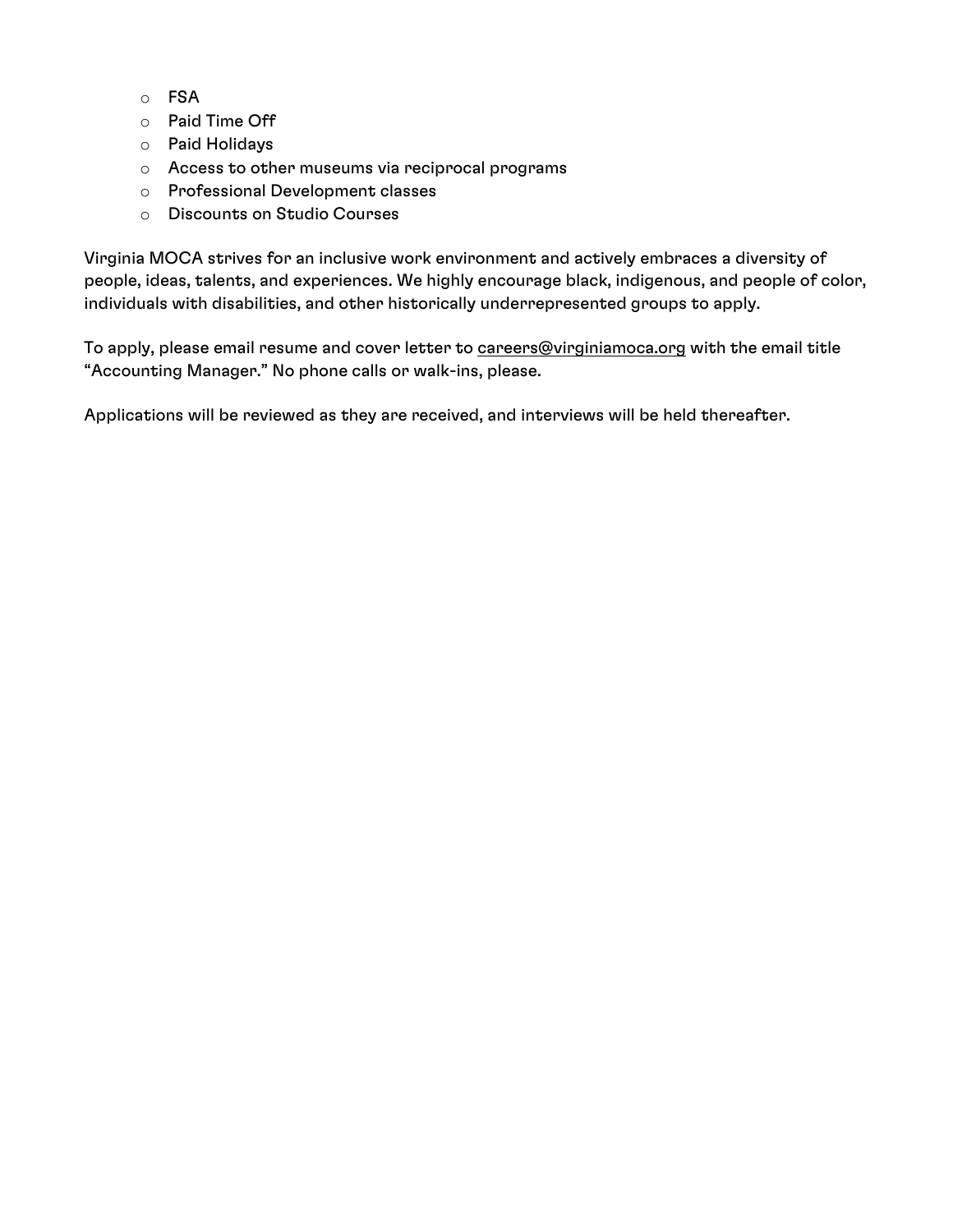- FSA
- Paid Time Off
- Paid Holidays
- Access to other museums via reciprocal programs
- Professional Development classes
- Discounts on Studio Courses

Virginia MOCA strives for an inclusive work environment and actively embraces a diversity of people, ideas, talents, and experiences. We highly encourage black, indigenous, and people of color, individuals with disabilities, and other historically underrepresented groups to apply.

To apply, please email resume and cover letter to careers@virginiamoca.org with the email title "Accounting Manager." No phone calls or walk-ins, please.

Applications will be reviewed as they are received, and interviews will be held thereafter.